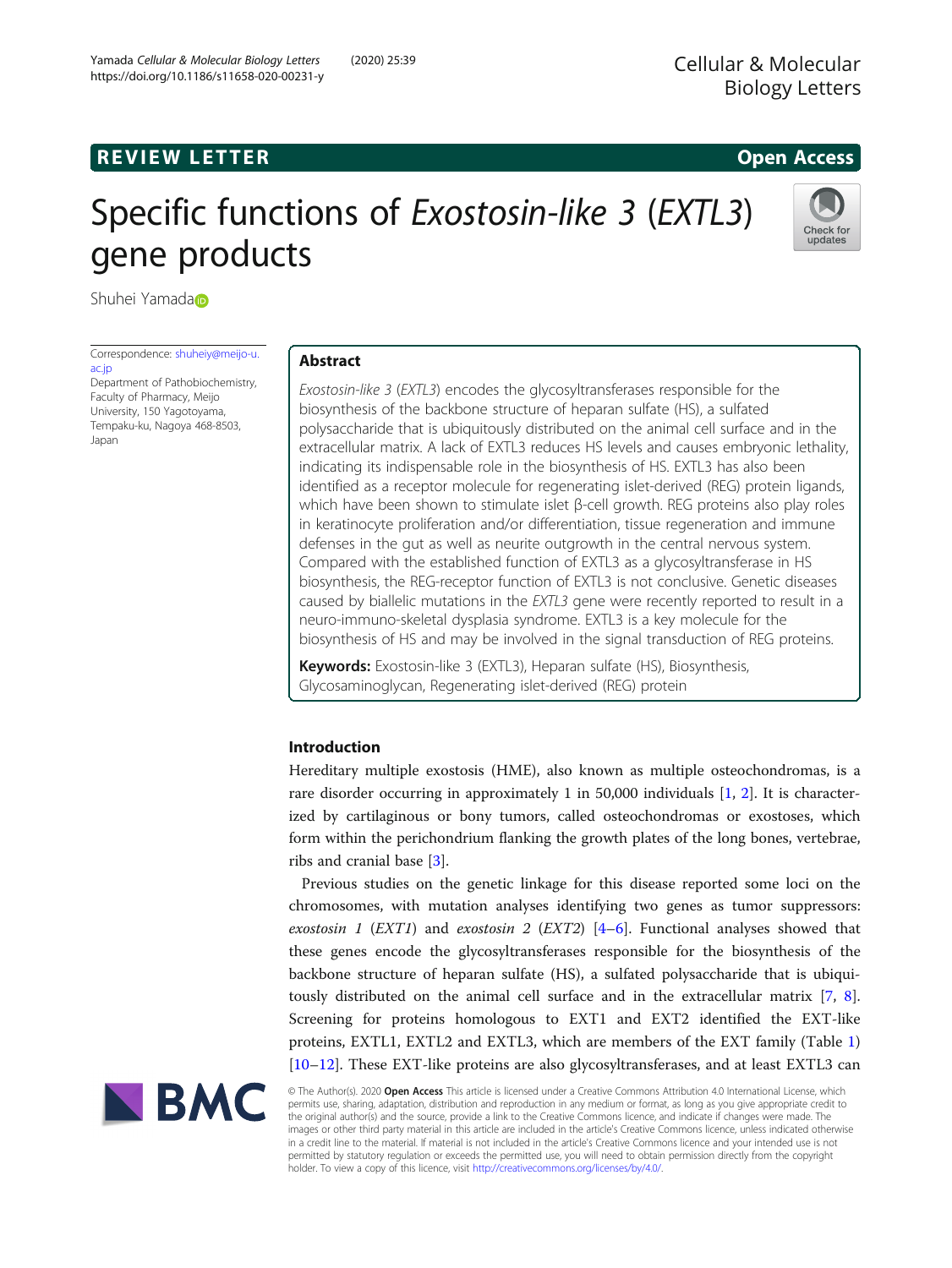REVIEW LETTER

Open Access

# Specific functions of *Exostosin-like 3* (*EXTL3*) gene products

Shuhei Yamada

Correspondence: shuheiy@meijo-u.ac.jp
Department of Pathobiochemistry, Faculty of Pharmacy, Meijo University, 150 Yagotoyama, Tempaku-ku, Nagoya 468-8503, Japan

## Abstract

*Exostosin-like 3* (*EXTL3*) encodes the glycosyltransferases responsible for the biosynthesis of the backbone structure of heparan sulfate (HS), a sulfated polysaccharide that is ubiquitously distributed on the animal cell surface and in the extracellular matrix. A lack of EXTL3 reduces HS levels and causes embryonic lethality, indicating its indispensable role in the biosynthesis of HS. EXTL3 has also been identified as a receptor molecule for regenerating islet-derived (REG) protein ligands, which have been shown to stimulate islet β-cell growth. REG proteins also play roles in keratinocyte proliferation and/or differentiation, tissue regeneration and immune defenses in the gut as well as neurite outgrowth in the central nervous system. Compared with the established function of EXTL3 as a glycosyltransferase in HS biosynthesis, the REG-receptor function of EXTL3 is not conclusive. Genetic diseases caused by biallelic mutations in the *EXTL3* gene were recently reported to result in a neuro-immuno-skeletal dysplasia syndrome. EXTL3 is a key molecule for the biosynthesis of HS and may be involved in the signal transduction of REG proteins.

**Keywords:** Exostosin-like 3 (EXTL3), Heparan sulfate (HS), Biosynthesis, Glycosaminoglycan, Regenerating islet-derived (REG) protein

## Introduction

Hereditary multiple exostosis (HME), also known as multiple osteochondromas, is a rare disorder occurring in approximately 1 in 50,000 individuals [1, 2]. It is characterized by cartilaginous or bony tumors, called osteochondromas or exostoses, which form within the perichondrium flanking the growth plates of the long bones, vertebrae, ribs and cranial base [3].

Previous studies on the genetic linkage for this disease reported some loci on the chromosomes, with mutation analyses identifying two genes as tumor suppressors: *exostosin 1* (*EXT1*) and *exostosin 2* (*EXT2*) [4–6]. Functional analyses showed that these genes encode the glycosyltransferases responsible for the biosynthesis of the backbone structure of heparan sulfate (HS), a sulfated polysaccharide that is ubiquitously distributed on the animal cell surface and in the extracellular matrix [7, 8]. Screening for proteins homologous to EXT1 and EXT2 identified the EXT-like proteins, EXTL1, EXTL2 and EXTL3, which are members of the EXT family (Table 1) [10–12]. These EXT-like proteins are also glycosyltransferases, and at least EXTL3 can

© The Author(s). 2020 **Open Access** This article is licensed under a Creative Commons Attribution 4.0 International License, which permits use, sharing, adaptation, distribution and reproduction in any medium or format, as long as you give appropriate credit to the original author(s) and the source, provide a link to the Creative Commons licence, and indicate if changes were made. The images or other third party material in this article are included in the article's Creative Commons licence, unless indicated otherwise in a credit line to the material. If material is not included in the article's Creative Commons licence and your intended use is not permitted by statutory regulation or exceeds the permitted use, you will need to obtain permission directly from the copyright holder. To view a copy of this licence, visit http://creativecommons.org/licenses/by/4.0/.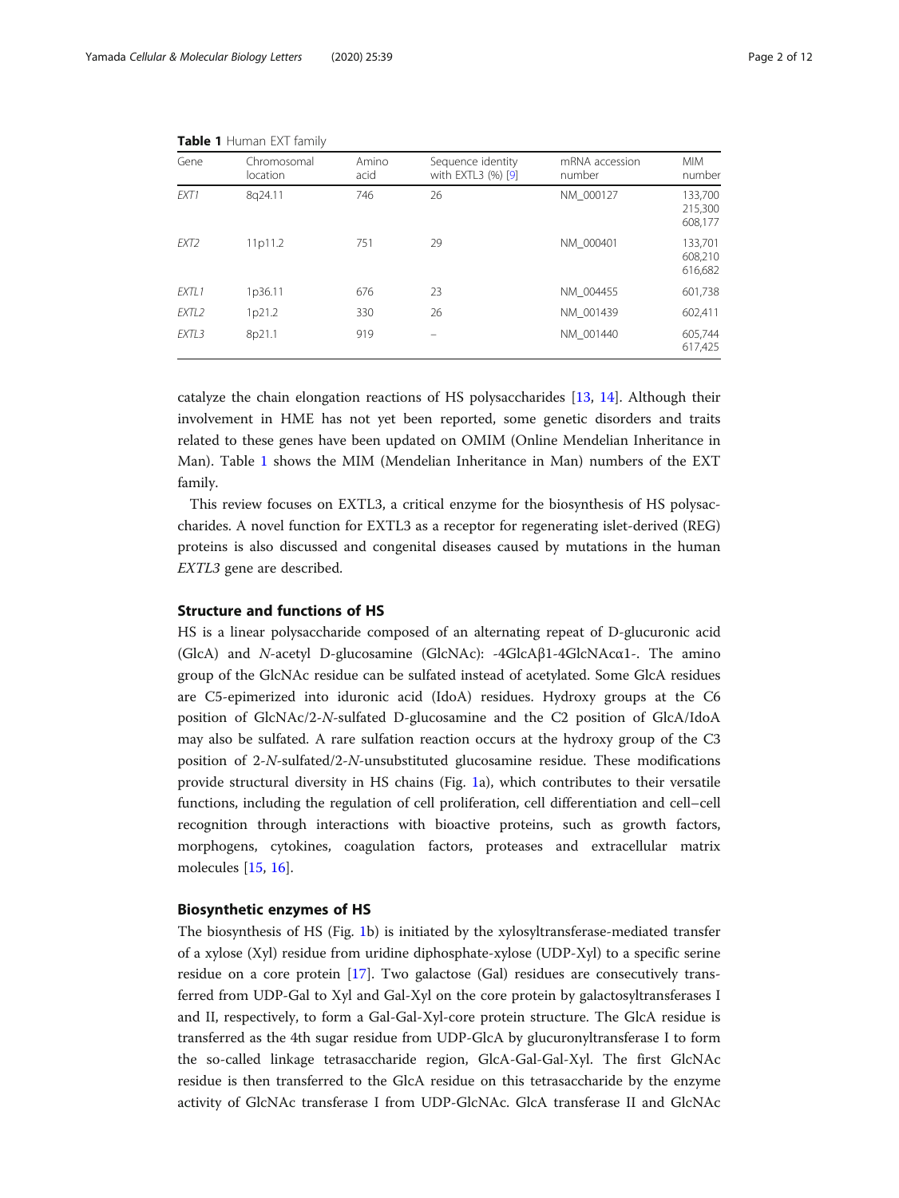**Table 1** Human EXT family

| Gene | Chromosomal location | Amino acid | Sequence identity with EXTL3 (%) [9] | mRNA accession number | MIM number |
|---|---|---|---|---|---|
| *EXT1* | 8q24.11 | 746 | 26 | NM_000127 | 133,700 215,300 608,177 |
| *EXT2* | 11p11.2 | 751 | 29 | NM_000401 | 133,701 608,210 616,682 |
| *EXTL1* | 1p36.11 | 676 | 23 | NM_004455 | 601,738 |
| *EXTL2* | 1p21.2 | 330 | 26 | NM_001439 | 602,411 |
| *EXTL3* | 8p21.1 | 919 | – | NM_001440 | 605,744 617,425 |

catalyze the chain elongation reactions of HS polysaccharides [13, 14]. Although their involvement in HME has not yet been reported, some genetic disorders and traits related to these genes have been updated on OMIM (Online Mendelian Inheritance in Man). Table 1 shows the MIM (Mendelian Inheritance in Man) numbers of the EXT family.

This review focuses on EXTL3, a critical enzyme for the biosynthesis of HS polysaccharides. A novel function for EXTL3 as a receptor for regenerating islet-derived (REG) proteins is also discussed and congenital diseases caused by mutations in the human *EXTL3* gene are described.

## Structure and functions of HS

HS is a linear polysaccharide composed of an alternating repeat of D-glucuronic acid (GlcA) and *N*-acetyl D-glucosamine (GlcNAc): -4GlcAβ1-4GlcNAcα1-. The amino group of the GlcNAc residue can be sulfated instead of acetylated. Some GlcA residues are C5-epimerized into iduronic acid (IdoA) residues. Hydroxy groups at the C6 position of GlcNAc/2-*N*-sulfated D-glucosamine and the C2 position of GlcA/IdoA may also be sulfated. A rare sulfation reaction occurs at the hydroxy group of the C3 position of 2-*N*-sulfated/2-*N*-unsubstituted glucosamine residue. These modifications provide structural diversity in HS chains (Fig. 1a), which contributes to their versatile functions, including the regulation of cell proliferation, cell differentiation and cell–cell recognition through interactions with bioactive proteins, such as growth factors, morphogens, cytokines, coagulation factors, proteases and extracellular matrix molecules [15, 16].

## Biosynthetic enzymes of HS

The biosynthesis of HS (Fig. 1b) is initiated by the xylosyltransferase-mediated transfer of a xylose (Xyl) residue from uridine diphosphate-xylose (UDP-Xyl) to a specific serine residue on a core protein [17]. Two galactose (Gal) residues are consecutively transferred from UDP-Gal to Xyl and Gal-Xyl on the core protein by galactosyltransferases I and II, respectively, to form a Gal-Gal-Xyl-core protein structure. The GlcA residue is transferred as the 4th sugar residue from UDP-GlcA by glucuronyltransferase I to form the so-called linkage tetrasaccharide region, GlcA-Gal-Gal-Xyl. The first GlcNAc residue is then transferred to the GlcA residue on this tetrasaccharide by the enzyme activity of GlcNAc transferase I from UDP-GlcNAc. GlcA transferase II and GlcNAc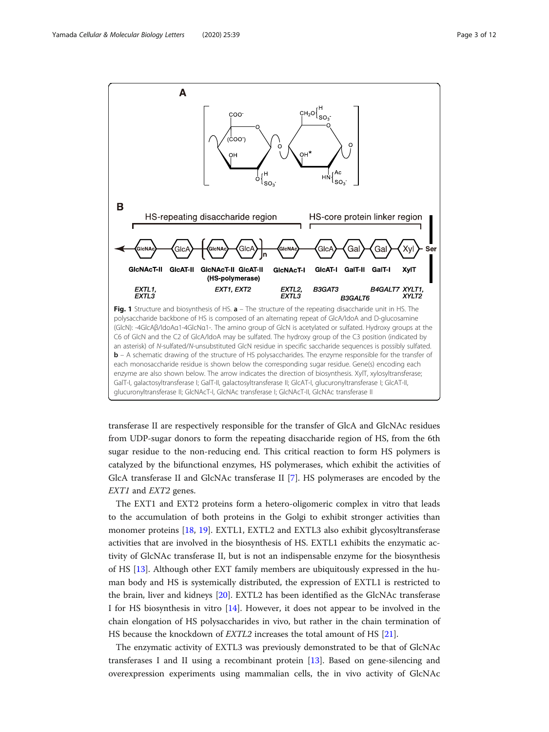**Fig. 1** Structure and biosynthesis of HS. **a** – The structure of the repeating disaccharide unit in HS. The polysaccharide backbone of HS is composed of an alternating repeat of GlcA/IdoA and D-glucosamine (GlcN): -4GlcAβ/IdoAα1-4GlcNα1-. The amino group of GlcN is acetylated or sulfated. Hydroxy groups at the C6 of GlcN and the C2 of GlcA/IdoA may be sulfated. The hydroxy group of the C3 position (indicated by an asterisk) of *N*-sulfated/*N*-unsubstituted GlcN residue in specific saccharide sequences is possibly sulfated. **b** – A schematic drawing of the structure of HS polysaccharides. The enzyme responsible for the transfer of each monosaccharide residue is shown below the corresponding sugar residue. Gene(s) encoding each enzyme are also shown below. The arrow indicates the direction of biosynthesis. XylT, xylosyltransferase; GalT-I, galactosyltransferase I; GalT-II, galactosyltransferase II; GlcAT-I, glucuronyltransferase I; GlcAT-II, glucuronyltransferase II; GlcNAcT-I, GlcNAc transferase I; GlcNAcT-II, GlcNAc transferase II

transferase II are respectively responsible for the transfer of GlcA and GlcNAc residues from UDP-sugar donors to form the repeating disaccharide region of HS, from the 6th sugar residue to the non-reducing end. This critical reaction to form HS polymers is catalyzed by the bifunctional enzymes, HS polymerases, which exhibit the activities of GlcA transferase II and GlcNAc transferase II [7]. HS polymerases are encoded by the *EXT1* and *EXT2* genes.

The EXT1 and EXT2 proteins form a hetero-oligomeric complex in vitro that leads to the accumulation of both proteins in the Golgi to exhibit stronger activities than monomer proteins [18, 19]. EXTL1, EXTL2 and EXTL3 also exhibit glycosyltransferase activities that are involved in the biosynthesis of HS. EXTL1 exhibits the enzymatic activity of GlcNAc transferase II, but is not an indispensable enzyme for the biosynthesis of HS [13]. Although other EXT family members are ubiquitously expressed in the human body and HS is systemically distributed, the expression of EXTL1 is restricted to the brain, liver and kidneys [20]. EXTL2 has been identified as the GlcNAc transferase I for HS biosynthesis in vitro [14]. However, it does not appear to be involved in the chain elongation of HS polysaccharides in vivo, but rather in the chain termination of HS because the knockdown of *EXTL2* increases the total amount of HS [21].

The enzymatic activity of EXTL3 was previously demonstrated to be that of GlcNAc transferases I and II using a recombinant protein [13]. Based on gene-silencing and overexpression experiments using mammalian cells, the in vivo activity of GlcNAc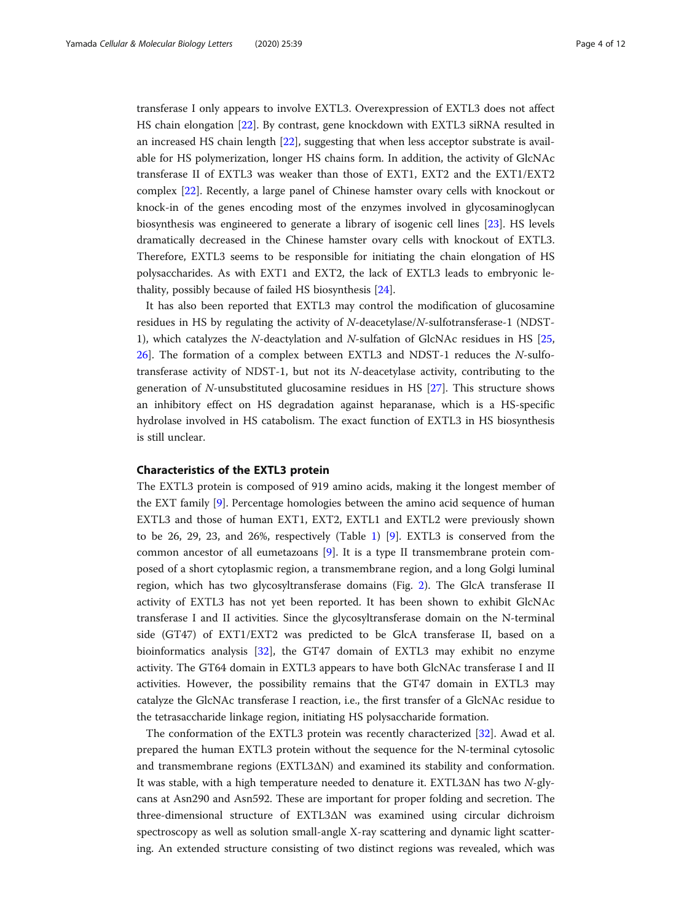transferase I only appears to involve EXTL3. Overexpression of EXTL3 does not affect HS chain elongation [22]. By contrast, gene knockdown with EXTL3 siRNA resulted in an increased HS chain length [22], suggesting that when less acceptor substrate is available for HS polymerization, longer HS chains form. In addition, the activity of GlcNAc transferase II of EXTL3 was weaker than those of EXT1, EXT2 and the EXT1/EXT2 complex [22]. Recently, a large panel of Chinese hamster ovary cells with knockout or knock-in of the genes encoding most of the enzymes involved in glycosaminoglycan biosynthesis was engineered to generate a library of isogenic cell lines [23]. HS levels dramatically decreased in the Chinese hamster ovary cells with knockout of EXTL3. Therefore, EXTL3 seems to be responsible for initiating the chain elongation of HS polysaccharides. As with EXT1 and EXT2, the lack of EXTL3 leads to embryonic lethality, possibly because of failed HS biosynthesis [24].

It has also been reported that EXTL3 may control the modification of glucosamine residues in HS by regulating the activity of *N*-deacetylase/*N*-sulfotransferase-1 (NDST-1), which catalyzes the *N*-deactylation and *N*-sulfation of GlcNAc residues in HS [25, 26]. The formation of a complex between EXTL3 and NDST-1 reduces the *N*-sulfotransferase activity of NDST-1, but not its *N*-deacetylase activity, contributing to the generation of *N*-unsubstituted glucosamine residues in HS [27]. This structure shows an inhibitory effect on HS degradation against heparanase, which is a HS-specific hydrolase involved in HS catabolism. The exact function of EXTL3 in HS biosynthesis is still unclear.

### Characteristics of the EXTL3 protein

The EXTL3 protein is composed of 919 amino acids, making it the longest member of the EXT family [9]. Percentage homologies between the amino acid sequence of human EXTL3 and those of human EXT1, EXT2, EXTL1 and EXTL2 were previously shown to be 26, 29, 23, and 26%, respectively (Table 1) [9]. EXTL3 is conserved from the common ancestor of all eumetazoans [9]. It is a type II transmembrane protein composed of a short cytoplasmic region, a transmembrane region, and a long Golgi luminal region, which has two glycosyltransferase domains (Fig. 2). The GlcA transferase II activity of EXTL3 has not yet been reported. It has been shown to exhibit GlcNAc transferase I and II activities. Since the glycosyltransferase domain on the N-terminal side (GT47) of EXT1/EXT2 was predicted to be GlcA transferase II, based on a bioinformatics analysis [32], the GT47 domain of EXTL3 may exhibit no enzyme activity. The GT64 domain in EXTL3 appears to have both GlcNAc transferase I and II activities. However, the possibility remains that the GT47 domain in EXTL3 may catalyze the GlcNAc transferase I reaction, i.e., the first transfer of a GlcNAc residue to the tetrasaccharide linkage region, initiating HS polysaccharide formation.

The conformation of the EXTL3 protein was recently characterized [32]. Awad et al. prepared the human EXTL3 protein without the sequence for the N-terminal cytosolic and transmembrane regions (EXTL3ΔN) and examined its stability and conformation. It was stable, with a high temperature needed to denature it. EXTL3ΔN has two *N*-glycans at Asn290 and Asn592. These are important for proper folding and secretion. The three-dimensional structure of EXTL3ΔN was examined using circular dichroism spectroscopy as well as solution small-angle X-ray scattering and dynamic light scattering. An extended structure consisting of two distinct regions was revealed, which was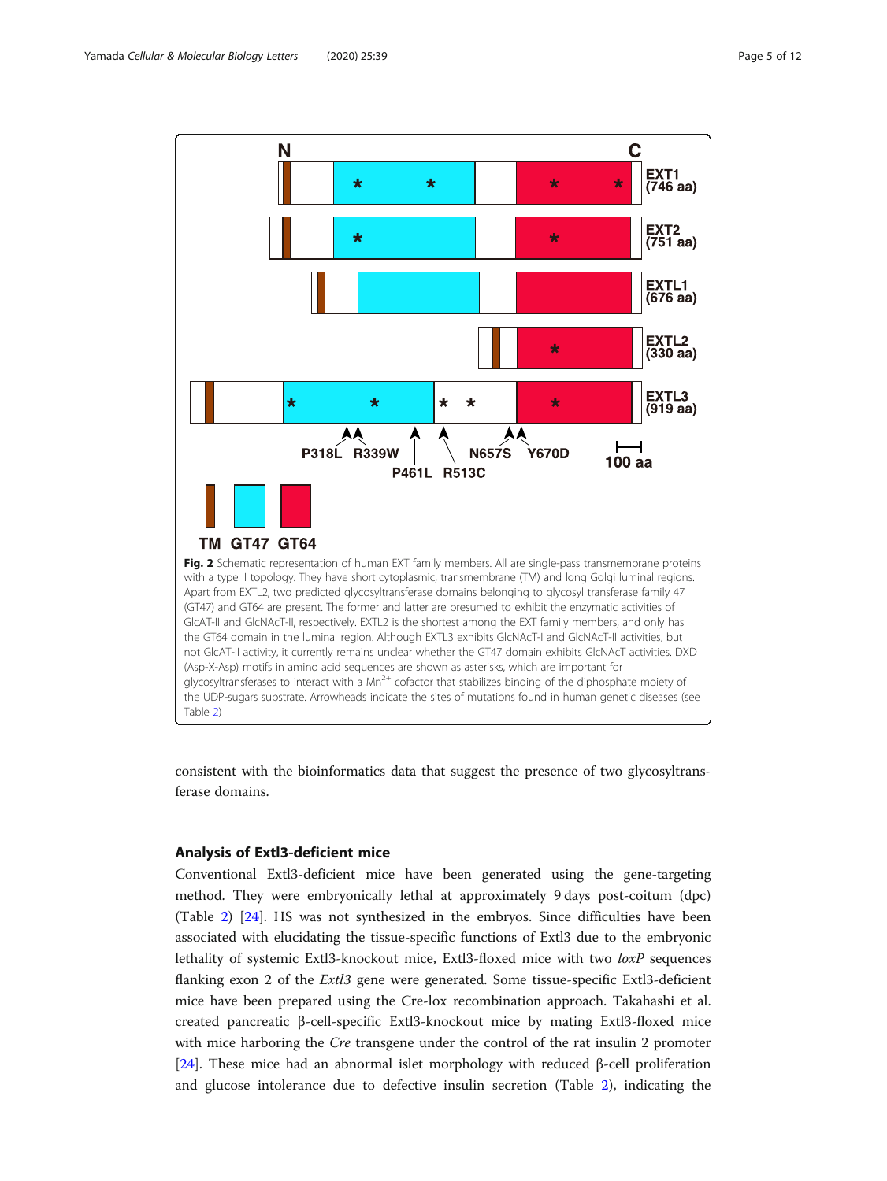**Fig. 2** Schematic representation of human EXT family members. All are single-pass transmembrane proteins with a type II topology. They have short cytoplasmic, transmembrane (TM) and long Golgi luminal regions. Apart from EXTL2, two predicted glycosyltransferase domains belonging to glycosyl transferase family 47 (GT47) and GT64 are present. The former and latter are presumed to exhibit the enzymatic activities of GlcAT-II and GlcNAcT-II, respectively. EXTL2 is the shortest among the EXT family members, and only has the GT64 domain in the luminal region. Although EXTL3 exhibits GlcNAcT-I and GlcNAcT-II activities, but not GlcAT-II activity, it currently remains unclear whether the GT47 domain exhibits GlcNAcT activities. DXD (Asp-X-Asp) motifs in amino acid sequences are shown as asterisks, which are important for glycosyltransferases to interact with a $Mn^{2+}$ cofactor that stabilizes binding of the diphosphate moiety of the UDP-sugars substrate. Arrowheads indicate the sites of mutations found in human genetic diseases (see Table 2)

consistent with the bioinformatics data that suggest the presence of two glycosyltransferase domains.

### Analysis of Extl3-deficient mice

Conventional Extl3-deficient mice have been generated using the gene-targeting method. They were embryonically lethal at approximately 9 days post-coitum (dpc) (Table 2) [24]. HS was not synthesized in the embryos. Since difficulties have been associated with elucidating the tissue-specific functions of Extl3 due to the embryonic lethality of systemic Extl3-knockout mice, Extl3-floxed mice with two *loxP* sequences flanking exon 2 of the *Extl3* gene were generated. Some tissue-specific Extl3-deficient mice have been prepared using the Cre-lox recombination approach. Takahashi et al. created pancreatic β-cell-specific Extl3-knockout mice by mating Extl3-floxed mice with mice harboring the *Cre* transgene under the control of the rat insulin 2 promoter [24]. These mice had an abnormal islet morphology with reduced β-cell proliferation and glucose intolerance due to defective insulin secretion (Table 2), indicating the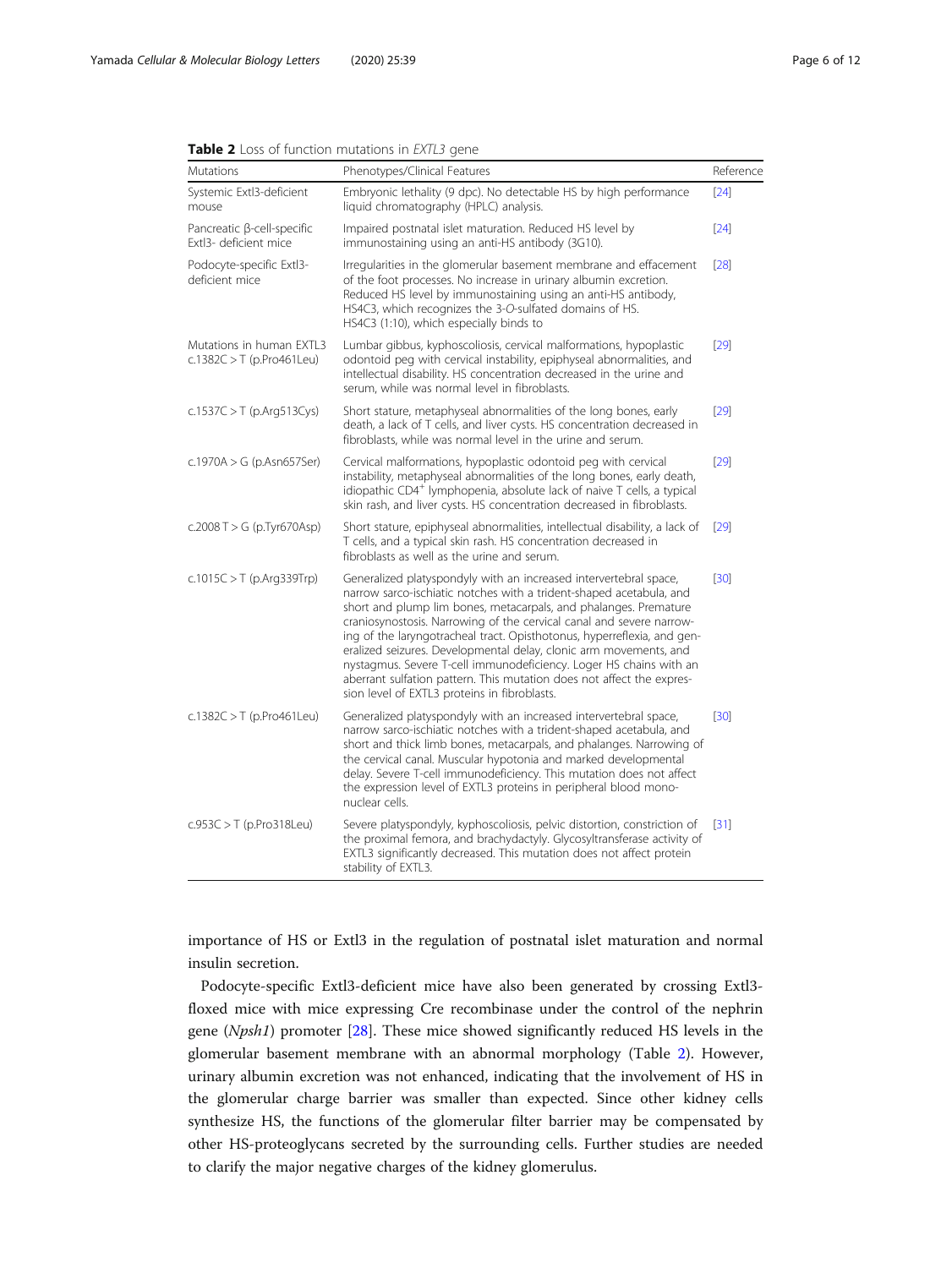**Table 2** Loss of function mutations in *EXTL3* gene

| Mutations | Phenotypes/Clinical Features | Reference |
|---|---|---|
| Systemic Extl3-deficient mouse | Embryonic lethality (9 dpc). No detectable HS by high performance liquid chromatography (HPLC) analysis. | [24] |
| Pancreatic β-cell-specific Extl3- deficient mice | Impaired postnatal islet maturation. Reduced HS level by immunostaining using an anti-HS antibody (3G10). | [24] |
| Podocyte-specific Extl3-deficient mice | Irregularities in the glomerular basement membrane and effacement of the foot processes. No increase in urinary albumin excretion. Reduced HS level by immunostaining using an anti-HS antibody, HS4C3, which recognizes the 3-*O*-sulfated domains of HS. HS4C3 (1:10), which especially binds to | [28] |
| Mutations in human EXTL3 c.1382C > T (p.Pro461Leu) | Lumbar gibbus, kyphoscoliosis, cervical malformations, hypoplastic odontoid peg with cervical instability, epiphyseal abnormalities, and intellectual disability. HS concentration decreased in the urine and serum, while was normal level in fibroblasts. | [29] |
| c.1537C > T (p.Arg513Cys) | Short stature, metaphyseal abnormalities of the long bones, early death, a lack of T cells, and liver cysts. HS concentration decreased in fibroblasts, while was normal level in the urine and serum. | [29] |
| c.1970A > G (p.Asn657Ser) | Cervical malformations, hypoplastic odontoid peg with cervical instability, metaphyseal abnormalities of the long bones, early death, idiopathic $CD4^{+}$ lymphopenia, absolute lack of naive T cells, a typical skin rash, and liver cysts. HS concentration decreased in fibroblasts. | [29] |
| c.2008 T > G (p.Tyr670Asp) | Short stature, epiphyseal abnormalities, intellectual disability, a lack of T cells, and a typical skin rash. HS concentration decreased in fibroblasts as well as the urine and serum. | [29] |
| c.1015C > T (p.Arg339Trp) | Generalized platyspondyly with an increased intervertebral space, narrow sarco-ischiatic notches with a trident-shaped acetabula, and short and plump lim bones, metacarpals, and phalanges. Premature craniosynostosis. Narrowing of the cervical canal and severe narrowing of the laryngotracheal tract. Opisthotonus, hyperreflexia, and generalized seizures. Developmental delay, clonic arm movements, and nystagmus. Severe T-cell immunodeficiency. Loger HS chains with an aberrant sulfation pattern. This mutation does not affect the expression level of EXTL3 proteins in fibroblasts. | [30] |
| c.1382C > T (p.Pro461Leu) | Generalized platyspondyly with an increased intervertebral space, narrow sarco-ischiatic notches with a trident-shaped acetabula, and short and thick limb bones, metacarpals, and phalanges. Narrowing of the cervical canal. Muscular hypotonia and marked developmental delay. Severe T-cell immunodeficiency. This mutation does not affect the expression level of EXTL3 proteins in peripheral blood mononuclear cells. | [30] |
| c.953C > T (p.Pro318Leu) | Severe platyspondyly, kyphoscoliosis, pelvic distortion, constriction of the proximal femora, and brachydactyly. Glycosyltransferase activity of EXTL3 significantly decreased. This mutation does not affect protein stability of EXTL3. | [31] |

importance of HS or Extl3 in the regulation of postnatal islet maturation and normal insulin secretion.

Podocyte-specific Extl3-deficient mice have also been generated by crossing Extl3-floxed mice with mice expressing Cre recombinase under the control of the nephrin gene (*Npsh1*) promoter [28]. These mice showed significantly reduced HS levels in the glomerular basement membrane with an abnormal morphology (Table 2). However, urinary albumin excretion was not enhanced, indicating that the involvement of HS in the glomerular charge barrier was smaller than expected. Since other kidney cells synthesize HS, the functions of the glomerular filter barrier may be compensated by other HS-proteoglycans secreted by the surrounding cells. Further studies are needed to clarify the major negative charges of the kidney glomerulus.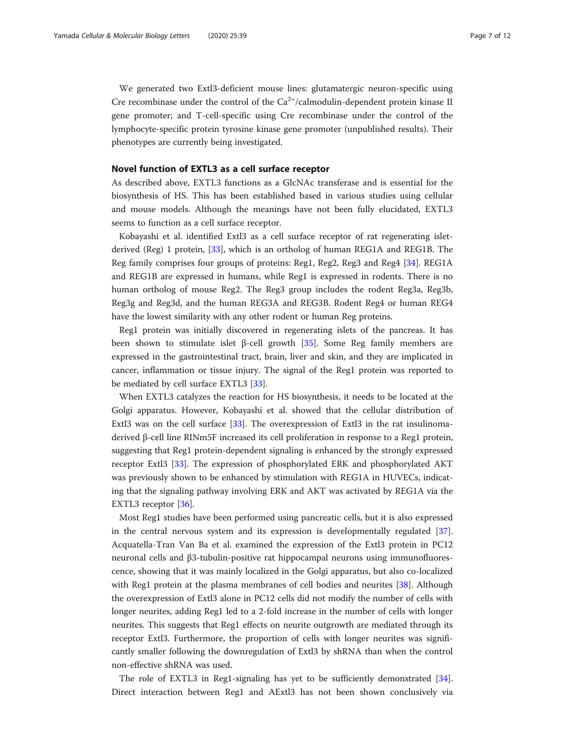We generated two Extl3-deficient mouse lines: glutamatergic neuron-specific using Cre recombinase under the control of the $Ca^{2+}$/calmodulin-dependent protein kinase II gene promoter; and T-cell-specific using Cre recombinase under the control of the lymphocyte-specific protein tyrosine kinase gene promoter (unpublished results). Their phenotypes are currently being investigated.

### Novel function of EXTL3 as a cell surface receptor

As described above, EXTL3 functions as a GlcNAc transferase and is essential for the biosynthesis of HS. This has been established based in various studies using cellular and mouse models. Although the meanings have not been fully elucidated, EXTL3 seems to function as a cell surface receptor.

Kobayashi et al. identified Extl3 as a cell surface receptor of rat regenerating islet-derived (Reg) 1 protein, [33], which is an ortholog of human REG1A and REG1B. The Reg family comprises four groups of proteins: Reg1, Reg2, Reg3 and Reg4 [34]. REG1A and REG1B are expressed in humans, while Reg1 is expressed in rodents. There is no human ortholog of mouse Reg2. The Reg3 group includes the rodent Reg3a, Reg3b, Reg3g and Reg3d, and the human REG3A and REG3B. Rodent Reg4 or human REG4 have the lowest similarity with any other rodent or human Reg proteins.

Reg1 protein was initially discovered in regenerating islets of the pancreas. It has been shown to stimulate islet β-cell growth [35]. Some Reg family members are expressed in the gastrointestinal tract, brain, liver and skin, and they are implicated in cancer, inflammation or tissue injury. The signal of the Reg1 protein was reported to be mediated by cell surface EXTL3 [33].

When EXTL3 catalyzes the reaction for HS biosynthesis, it needs to be located at the Golgi apparatus. However, Kobayashi et al. showed that the cellular distribution of Extl3 was on the cell surface [33]. The overexpression of Extl3 in the rat insulinoma-derived β-cell line RINm5F increased its cell proliferation in response to a Reg1 protein, suggesting that Reg1 protein-dependent signaling is enhanced by the strongly expressed receptor Extl3 [33]. The expression of phosphorylated ERK and phosphorylated AKT was previously shown to be enhanced by stimulation with REG1A in HUVECs, indicating that the signaling pathway involving ERK and AKT was activated by REG1A via the EXTL3 receptor [36].

Most Reg1 studies have been performed using pancreatic cells, but it is also expressed in the central nervous system and its expression is developmentally regulated [37]. Acquatella-Tran Van Ba et al. examined the expression of the Extl3 protein in PC12 neuronal cells and β3-tubulin-positive rat hippocampal neurons using immunofluorescence, showing that it was mainly localized in the Golgi apparatus, but also co-localized with Reg1 protein at the plasma membranes of cell bodies and neurites [38]. Although the overexpression of Extl3 alone in PC12 cells did not modify the number of cells with longer neurites, adding Reg1 led to a 2-fold increase in the number of cells with longer neurites. This suggests that Reg1 effects on neurite outgrowth are mediated through its receptor Extl3. Furthermore, the proportion of cells with longer neurites was significantly smaller following the downregulation of Extl3 by shRNA than when the control non-effective shRNA was used.

The role of EXTL3 in Reg1-signaling has yet to be sufficiently demonstrated [34]. Direct interaction between Reg1 and AExtl3 has not been shown conclusively via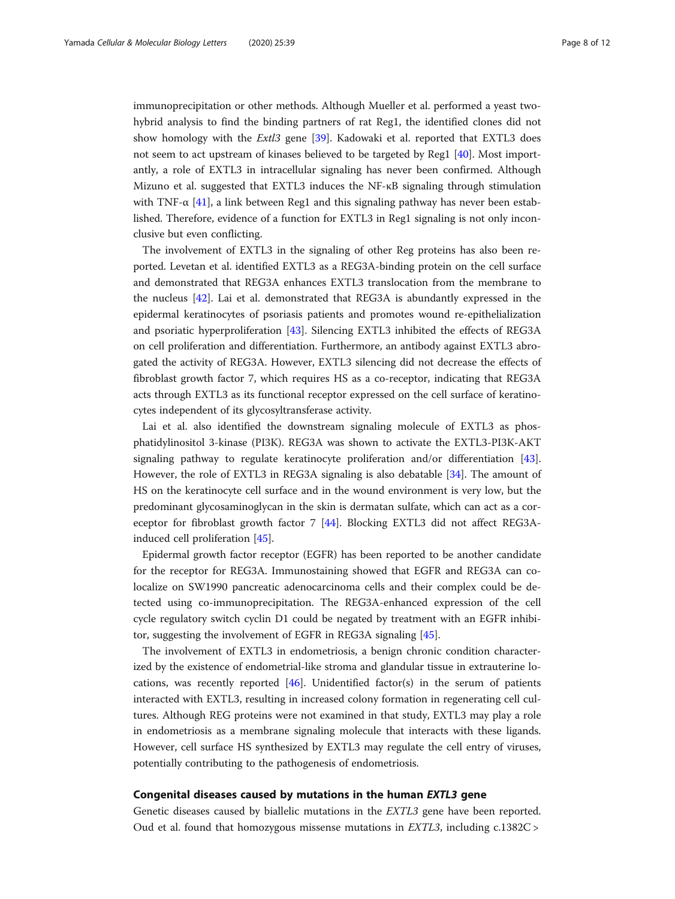immunoprecipitation or other methods. Although Mueller et al. performed a yeast two-hybrid analysis to find the binding partners of rat Reg1, the identified clones did not show homology with the *Extl3* gene [39]. Kadowaki et al. reported that EXTL3 does not seem to act upstream of kinases believed to be targeted by Reg1 [40]. Most importantly, a role of EXTL3 in intracellular signaling has never been confirmed. Although Mizuno et al. suggested that EXTL3 induces the NF-κB signaling through stimulation with TNF-α [41], a link between Reg1 and this signaling pathway has never been established. Therefore, evidence of a function for EXTL3 in Reg1 signaling is not only inconclusive but even conflicting.

The involvement of EXTL3 in the signaling of other Reg proteins has also been reported. Levetan et al. identified EXTL3 as a REG3A-binding protein on the cell surface and demonstrated that REG3A enhances EXTL3 translocation from the membrane to the nucleus [42]. Lai et al. demonstrated that REG3A is abundantly expressed in the epidermal keratinocytes of psoriasis patients and promotes wound re-epithelialization and psoriatic hyperproliferation [43]. Silencing EXTL3 inhibited the effects of REG3A on cell proliferation and differentiation. Furthermore, an antibody against EXTL3 abrogated the activity of REG3A. However, EXTL3 silencing did not decrease the effects of fibroblast growth factor 7, which requires HS as a co-receptor, indicating that REG3A acts through EXTL3 as its functional receptor expressed on the cell surface of keratinocytes independent of its glycosyltransferase activity.

Lai et al. also identified the downstream signaling molecule of EXTL3 as phosphatidylinositol 3-kinase (PI3K). REG3A was shown to activate the EXTL3-PI3K-AKT signaling pathway to regulate keratinocyte proliferation and/or differentiation [43]. However, the role of EXTL3 in REG3A signaling is also debatable [34]. The amount of HS on the keratinocyte cell surface and in the wound environment is very low, but the predominant glycosaminoglycan in the skin is dermatan sulfate, which can act as a coreceptor for fibroblast growth factor 7 [44]. Blocking EXTL3 did not affect REG3A-induced cell proliferation [45].

Epidermal growth factor receptor (EGFR) has been reported to be another candidate for the receptor for REG3A. Immunostaining showed that EGFR and REG3A can colocalize on SW1990 pancreatic adenocarcinoma cells and their complex could be detected using co-immunoprecipitation. The REG3A-enhanced expression of the cell cycle regulatory switch cyclin D1 could be negated by treatment with an EGFR inhibitor, suggesting the involvement of EGFR in REG3A signaling [45].

The involvement of EXTL3 in endometriosis, a benign chronic condition characterized by the existence of endometrial-like stroma and glandular tissue in extrauterine locations, was recently reported [46]. Unidentified factor(s) in the serum of patients interacted with EXTL3, resulting in increased colony formation in regenerating cell cultures. Although REG proteins were not examined in that study, EXTL3 may play a role in endometriosis as a membrane signaling molecule that interacts with these ligands. However, cell surface HS synthesized by EXTL3 may regulate the cell entry of viruses, potentially contributing to the pathogenesis of endometriosis.

## Congenital diseases caused by mutations in the human *EXTL3* gene

Genetic diseases caused by biallelic mutations in the *EXTL3* gene have been reported. Oud et al. found that homozygous missense mutations in *EXTL3*, including c.1382C >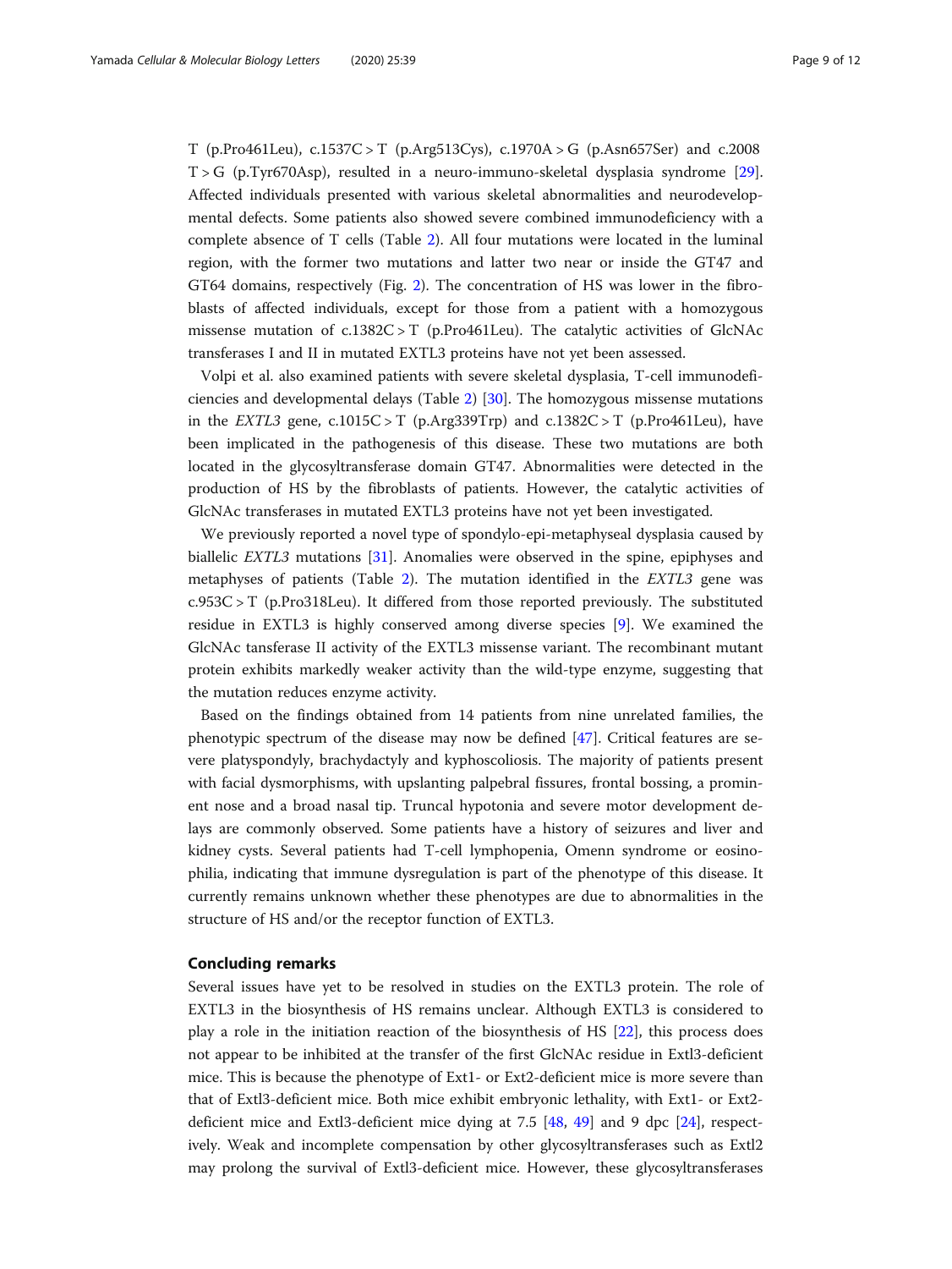T (p.Pro461Leu), c.1537C > T (p.Arg513Cys), c.1970A > G (p.Asn657Ser) and c.2008 T > G (p.Tyr670Asp), resulted in a neuro-immuno-skeletal dysplasia syndrome [29]. Affected individuals presented with various skeletal abnormalities and neurodevelopmental defects. Some patients also showed severe combined immunodeficiency with a complete absence of T cells (Table 2). All four mutations were located in the luminal region, with the former two mutations and latter two near or inside the GT47 and GT64 domains, respectively (Fig. 2). The concentration of HS was lower in the fibroblasts of affected individuals, except for those from a patient with a homozygous missense mutation of c.1382C > T (p.Pro461Leu). The catalytic activities of GlcNAc transferases I and II in mutated EXTL3 proteins have not yet been assessed.

Volpi et al. also examined patients with severe skeletal dysplasia, T-cell immunodeficiencies and developmental delays (Table 2) [30]. The homozygous missense mutations in the *EXTL3* gene, c.1015C > T (p.Arg339Trp) and c.1382C > T (p.Pro461Leu), have been implicated in the pathogenesis of this disease. These two mutations are both located in the glycosyltransferase domain GT47. Abnormalities were detected in the production of HS by the fibroblasts of patients. However, the catalytic activities of GlcNAc transferases in mutated EXTL3 proteins have not yet been investigated.

We previously reported a novel type of spondylo-epi-metaphyseal dysplasia caused by biallelic *EXTL3* mutations [31]. Anomalies were observed in the spine, epiphyses and metaphyses of patients (Table 2). The mutation identified in the *EXTL3* gene was c.953C > T (p.Pro318Leu). It differed from those reported previously. The substituted residue in EXTL3 is highly conserved among diverse species [9]. We examined the GlcNAc tansferase II activity of the EXTL3 missense variant. The recombinant mutant protein exhibits markedly weaker activity than the wild-type enzyme, suggesting that the mutation reduces enzyme activity.

Based on the findings obtained from 14 patients from nine unrelated families, the phenotypic spectrum of the disease may now be defined [47]. Critical features are severe platyspondyly, brachydactyly and kyphoscoliosis. The majority of patients present with facial dysmorphisms, with upslanting palpebral fissures, frontal bossing, a prominent nose and a broad nasal tip. Truncal hypotonia and severe motor development delays are commonly observed. Some patients have a history of seizures and liver and kidney cysts. Several patients had T-cell lymphopenia, Omenn syndrome or eosinophilia, indicating that immune dysregulation is part of the phenotype of this disease. It currently remains unknown whether these phenotypes are due to abnormalities in the structure of HS and/or the receptor function of EXTL3.

## Concluding remarks

Several issues have yet to be resolved in studies on the EXTL3 protein. The role of EXTL3 in the biosynthesis of HS remains unclear. Although EXTL3 is considered to play a role in the initiation reaction of the biosynthesis of HS [22], this process does not appear to be inhibited at the transfer of the first GlcNAc residue in Extl3-deficient mice. This is because the phenotype of Ext1- or Ext2-deficient mice is more severe than that of Extl3-deficient mice. Both mice exhibit embryonic lethality, with Ext1- or Ext2-deficient mice and Extl3-deficient mice dying at 7.5 [48, 49] and 9 dpc [24], respectively. Weak and incomplete compensation by other glycosyltransferases such as Extl2 may prolong the survival of Extl3-deficient mice. However, these glycosyltransferases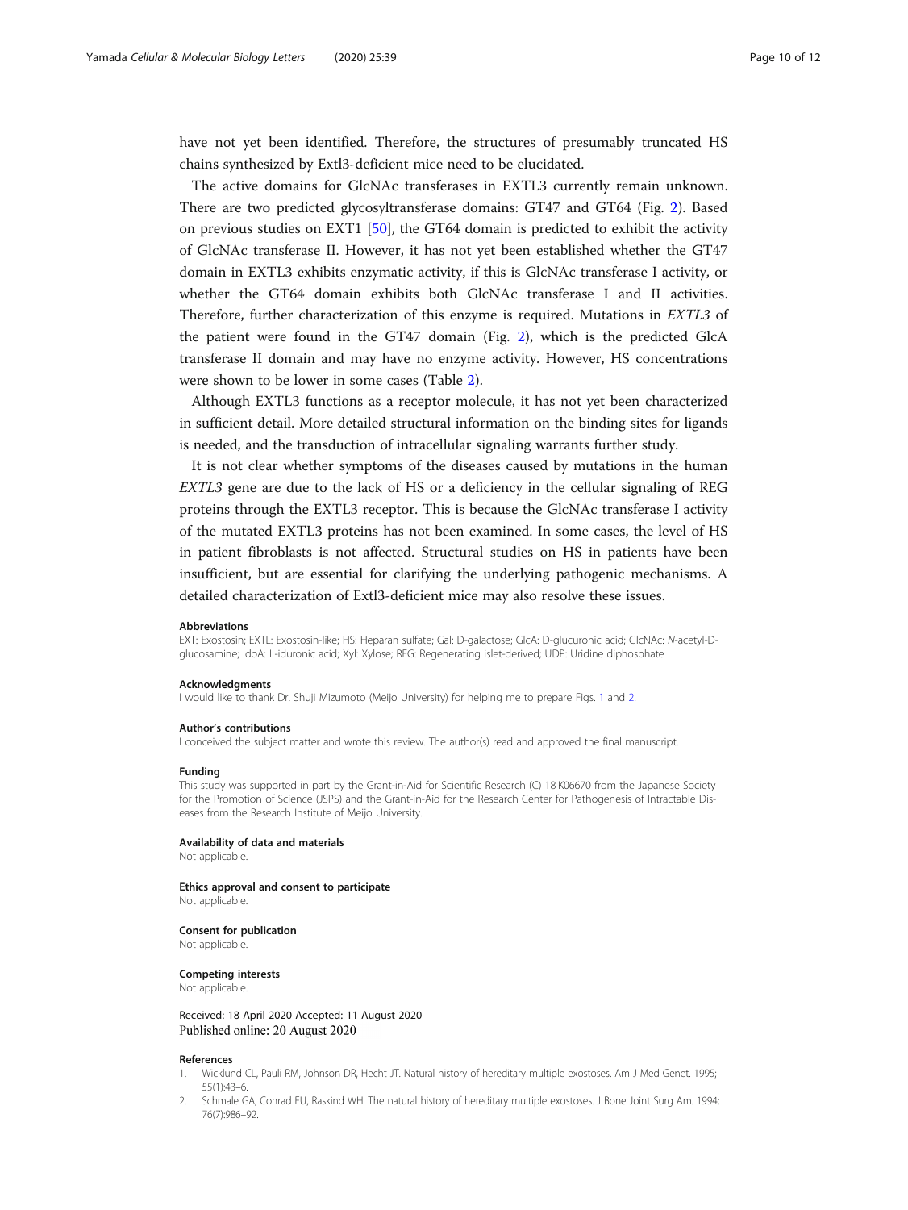have not yet been identified. Therefore, the structures of presumably truncated HS chains synthesized by Extl3-deficient mice need to be elucidated.

The active domains for GlcNAc transferases in EXTL3 currently remain unknown. There are two predicted glycosyltransferase domains: GT47 and GT64 (Fig. 2). Based on previous studies on EXT1 [50], the GT64 domain is predicted to exhibit the activity of GlcNAc transferase II. However, it has not yet been established whether the GT47 domain in EXTL3 exhibits enzymatic activity, if this is GlcNAc transferase I activity, or whether the GT64 domain exhibits both GlcNAc transferase I and II activities. Therefore, further characterization of this enzyme is required. Mutations in *EXTL3* of the patient were found in the GT47 domain (Fig. 2), which is the predicted GlcA transferase II domain and may have no enzyme activity. However, HS concentrations were shown to be lower in some cases (Table 2).

Although EXTL3 functions as a receptor molecule, it has not yet been characterized in sufficient detail. More detailed structural information on the binding sites for ligands is needed, and the transduction of intracellular signaling warrants further study.

It is not clear whether symptoms of the diseases caused by mutations in the human *EXTL3* gene are due to the lack of HS or a deficiency in the cellular signaling of REG proteins through the EXTL3 receptor. This is because the GlcNAc transferase I activity of the mutated EXTL3 proteins has not been examined. In some cases, the level of HS in patient fibroblasts is not affected. Structural studies on HS in patients have been insufficient, but are essential for clarifying the underlying pathogenic mechanisms. A detailed characterization of Extl3-deficient mice may also resolve these issues.

#### Abbreviations

EXT: Exostosin; EXTL: Exostosin-like; HS: Heparan sulfate; Gal: D-galactose; GlcA: D-glucuronic acid; GlcNAc: *N*-acetyl-D-glucosamine; IdoA: L-iduronic acid; Xyl: Xylose; REG: Regenerating islet-derived; UDP: Uridine diphosphate

#### Acknowledgments

I would like to thank Dr. Shuji Mizumoto (Meijo University) for helping me to prepare Figs. 1 and 2.

#### Author's contributions

I conceived the subject matter and wrote this review. The author(s) read and approved the final manuscript.

#### Funding

This study was supported in part by the Grant-in-Aid for Scientific Research (C) 18 K06670 from the Japanese Society for the Promotion of Science (JSPS) and the Grant-in-Aid for the Research Center for Pathogenesis of Intractable Diseases from the Research Institute of Meijo University.

#### Availability of data and materials

Not applicable.

#### Ethics approval and consent to participate

Not applicable.

#### Consent for publication

Not applicable.

#### Competing interests

Not applicable.

Received: 18 April 2020 Accepted: 11 August 2020
Published online: 20 August 2020

#### References

1. Wicklund CL, Pauli RM, Johnson DR, Hecht JT. Natural history of hereditary multiple exostoses. Am J Med Genet. 1995; 55(1):43–6.
2. Schmale GA, Conrad EU, Raskind WH. The natural history of hereditary multiple exostoses. J Bone Joint Surg Am. 1994; 76(7):986–92.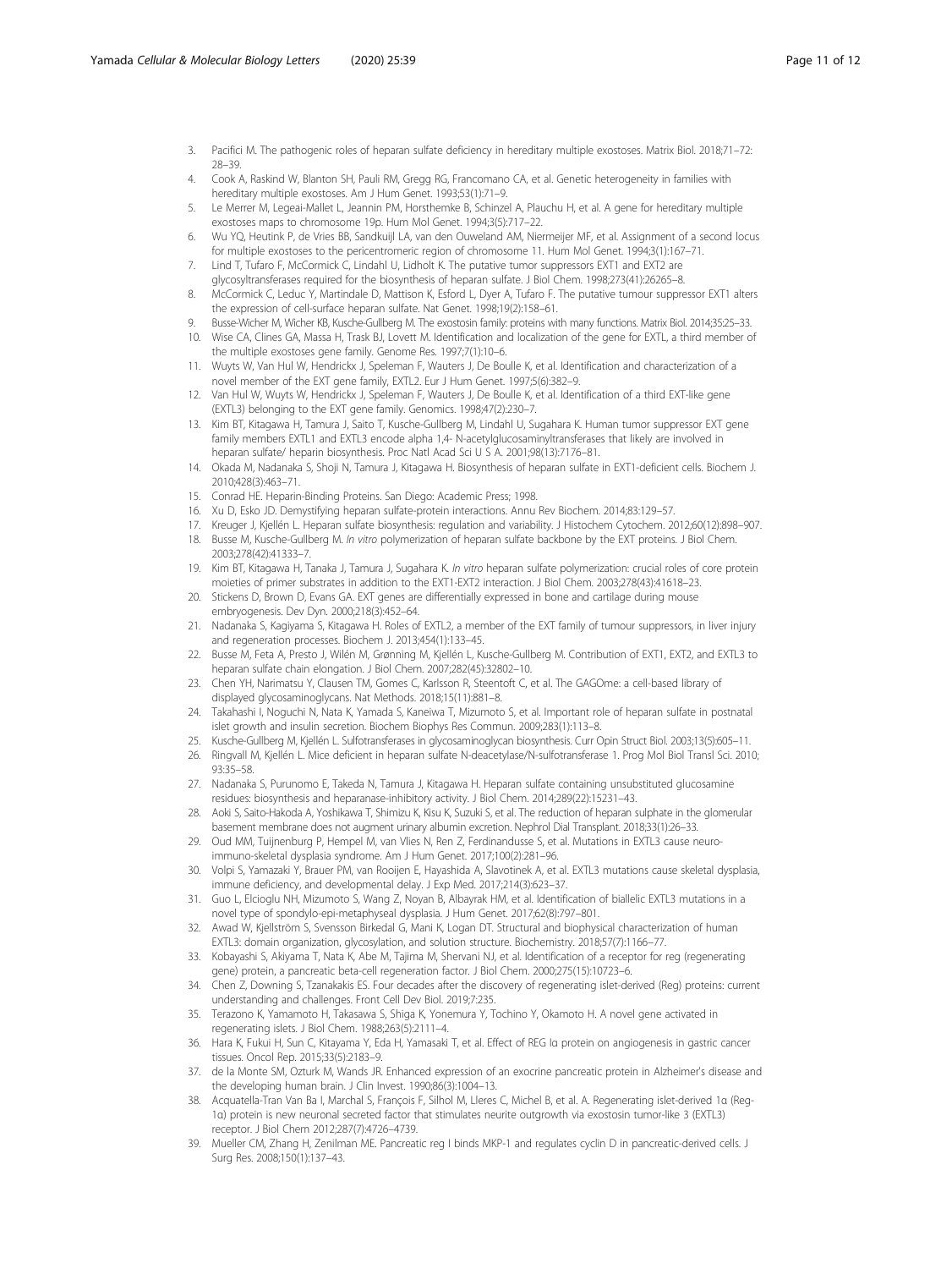3. Pacifici M. The pathogenic roles of heparan sulfate deficiency in hereditary multiple exostoses. Matrix Biol. 2018;71–72: 28–39.
4. Cook A, Raskind W, Blanton SH, Pauli RM, Gregg RG, Francomano CA, et al. Genetic heterogeneity in families with hereditary multiple exostoses. Am J Hum Genet. 1993;53(1):71–9.
5. Le Merrer M, Legeai-Mallet L, Jeannin PM, Horsthemke B, Schinzel A, Plauchu H, et al. A gene for hereditary multiple exostoses maps to chromosome 19p. Hum Mol Genet. 1994;3(5):717–22.
6. Wu YQ, Heutink P, de Vries BB, Sandkuijl LA, van den Ouweland AM, Niermeijer MF, et al. Assignment of a second locus for multiple exostoses to the pericentromeric region of chromosome 11. Hum Mol Genet. 1994;3(1):167–71.
7. Lind T, Tufaro F, McCormick C, Lindahl U, Lidholt K. The putative tumor suppressors EXT1 and EXT2 are glycosyltransferases required for the biosynthesis of heparan sulfate. J Biol Chem. 1998;273(41):26265–8.
8. McCormick C, Leduc Y, Martindale D, Mattison K, Esford L, Dyer A, Tufaro F. The putative tumour suppressor EXT1 alters the expression of cell-surface heparan sulfate. Nat Genet. 1998;19(2):158–61.
9. Busse-Wicher M, Wicher KB, Kusche-Gullberg M. The exostosin family: proteins with many functions. Matrix Biol. 2014;35:25–33.
10. Wise CA, Clines GA, Massa H, Trask BJ, Lovett M. Identification and localization of the gene for EXTL, a third member of the multiple exostoses gene family. Genome Res. 1997;7(1):10–6.
11. Wuyts W, Van Hul W, Hendrickx J, Speleman F, Wauters J, De Boulle K, et al. Identification and characterization of a novel member of the EXT gene family, EXTL2. Eur J Hum Genet. 1997;5(6):382–9.
12. Van Hul W, Wuyts W, Hendrickx J, Speleman F, Wauters J, De Boulle K, et al. Identification of a third EXT-like gene (EXTL3) belonging to the EXT gene family. Genomics. 1998;47(2):230–7.
13. Kim BT, Kitagawa H, Tamura J, Saito T, Kusche-Gullberg M, Lindahl U, Sugahara K. Human tumor suppressor EXT gene family members EXTL1 and EXTL3 encode alpha 1,4- N-acetylglucosaminyltransferases that likely are involved in heparan sulfate/ heparin biosynthesis. Proc Natl Acad Sci U S A. 2001;98(13):7176–81.
14. Okada M, Nadanaka S, Shoji N, Tamura J, Kitagawa H. Biosynthesis of heparan sulfate in EXT1-deficient cells. Biochem J. 2010;428(3):463–71.
15. Conrad HE. Heparin-Binding Proteins. San Diego: Academic Press; 1998.
16. Xu D, Esko JD. Demystifying heparan sulfate-protein interactions. Annu Rev Biochem. 2014;83:129–57.
17. Kreuger J, Kjellén L. Heparan sulfate biosynthesis: regulation and variability. J Histochem Cytochem. 2012;60(12):898–907.
18. Busse M, Kusche-Gullberg M. *In vitro* polymerization of heparan sulfate backbone by the EXT proteins. J Biol Chem. 2003;278(42):41333–7.
19. Kim BT, Kitagawa H, Tanaka J, Tamura J, Sugahara K. *In vitro* heparan sulfate polymerization: crucial roles of core protein moieties of primer substrates in addition to the EXT1-EXT2 interaction. J Biol Chem. 2003;278(43):41618–23.
20. Stickens D, Brown D, Evans GA. EXT genes are differentially expressed in bone and cartilage during mouse embryogenesis. Dev Dyn. 2000;218(3):452–64.
21. Nadanaka S, Kagiyama S, Kitagawa H. Roles of EXTL2, a member of the EXT family of tumour suppressors, in liver injury and regeneration processes. Biochem J. 2013;454(1):133–45.
22. Busse M, Feta A, Presto J, Wilén M, Grønning M, Kjellén L, Kusche-Gullberg M. Contribution of EXT1, EXT2, and EXTL3 to heparan sulfate chain elongation. J Biol Chem. 2007;282(45):32802–10.
23. Chen YH, Narimatsu Y, Clausen TM, Gomes C, Karlsson R, Steentoft C, et al. The GAGOme: a cell-based library of displayed glycosaminoglycans. Nat Methods. 2018;15(11):881–8.
24. Takahashi I, Noguchi N, Nata K, Yamada S, Kaneiwa T, Mizumoto S, et al. Important role of heparan sulfate in postnatal islet growth and insulin secretion. Biochem Biophys Res Commun. 2009;383(1):113–8.
25. Kusche-Gullberg M, Kjellén L. Sulfotransferases in glycosaminoglycan biosynthesis. Curr Opin Struct Biol. 2003;13(5):605–11.
26. Ringvall M, Kjellén L. Mice deficient in heparan sulfate N-deacetylase/N-sulfotransferase 1. Prog Mol Biol Transl Sci. 2010; 93:35–58.
27. Nadanaka S, Purunomo E, Takeda N, Tamura J, Kitagawa H. Heparan sulfate containing unsubstituted glucosamine residues: biosynthesis and heparanase-inhibitory activity. J Biol Chem. 2014;289(22):15231–43.
28. Aoki S, Saito-Hakoda A, Yoshikawa T, Shimizu K, Kisu K, Suzuki S, et al. The reduction of heparan sulphate in the glomerular basement membrane does not augment urinary albumin excretion. Nephrol Dial Transplant. 2018;33(1):26–33.
29. Oud MM, Tuijnenburg P, Hempel M, van Vlies N, Ren Z, Ferdinandusse S, et al. Mutations in EXTL3 cause neuro-immuno-skeletal dysplasia syndrome. Am J Hum Genet. 2017;100(2):281–96.
30. Volpi S, Yamazaki Y, Brauer PM, van Rooijen E, Hayashida A, Slavotinek A, et al. EXTL3 mutations cause skeletal dysplasia, immune deficiency, and developmental delay. J Exp Med. 2017;214(3):623–37.
31. Guo L, Elcioglu NH, Mizumoto S, Wang Z, Noyan B, Albayrak HM, et al. Identification of biallelic EXTL3 mutations in a novel type of spondylo-epi-metaphyseal dysplasia. J Hum Genet. 2017;62(8):797–801.
32. Awad W, Kjellström S, Svensson Birkedal G, Mani K, Logan DT. Structural and biophysical characterization of human EXTL3: domain organization, glycosylation, and solution structure. Biochemistry. 2018;57(7):1166–77.
33. Kobayashi S, Akiyama T, Nata K, Abe M, Tajima M, Shervani NJ, et al. Identification of a receptor for reg (regenerating gene) protein, a pancreatic beta-cell regeneration factor. J Biol Chem. 2000;275(15):10723–6.
34. Chen Z, Downing S, Tzanakakis ES. Four decades after the discovery of regenerating islet-derived (Reg) proteins: current understanding and challenges. Front Cell Dev Biol. 2019;7:235.
35. Terazono K, Yamamoto H, Takasawa S, Shiga K, Yonemura Y, Tochino Y, Okamoto H. A novel gene activated in regenerating islets. J Biol Chem. 1988;263(5):2111–4.
36. Hara K, Fukui H, Sun C, Kitayama Y, Eda H, Yamasaki T, et al. Effect of REG Iα protein on angiogenesis in gastric cancer tissues. Oncol Rep. 2015;33(5):2183–9.
37. de la Monte SM, Ozturk M, Wands JR. Enhanced expression of an exocrine pancreatic protein in Alzheimer's disease and the developing human brain. J Clin Invest. 1990;86(3):1004–13.
38. Acquatella-Tran Van Ba I, Marchal S, François F, Silhol M, Lleres C, Michel B, et al. A. Regenerating islet-derived 1α (Reg-1α) protein is new neuronal secreted factor that stimulates neurite outgrowth via exostosin tumor-like 3 (EXTL3) receptor. J Biol Chem 2012;287(7):4726–4739.
39. Mueller CM, Zhang H, Zenilman ME. Pancreatic reg I binds MKP-1 and regulates cyclin D in pancreatic-derived cells. J Surg Res. 2008;150(1):137–43.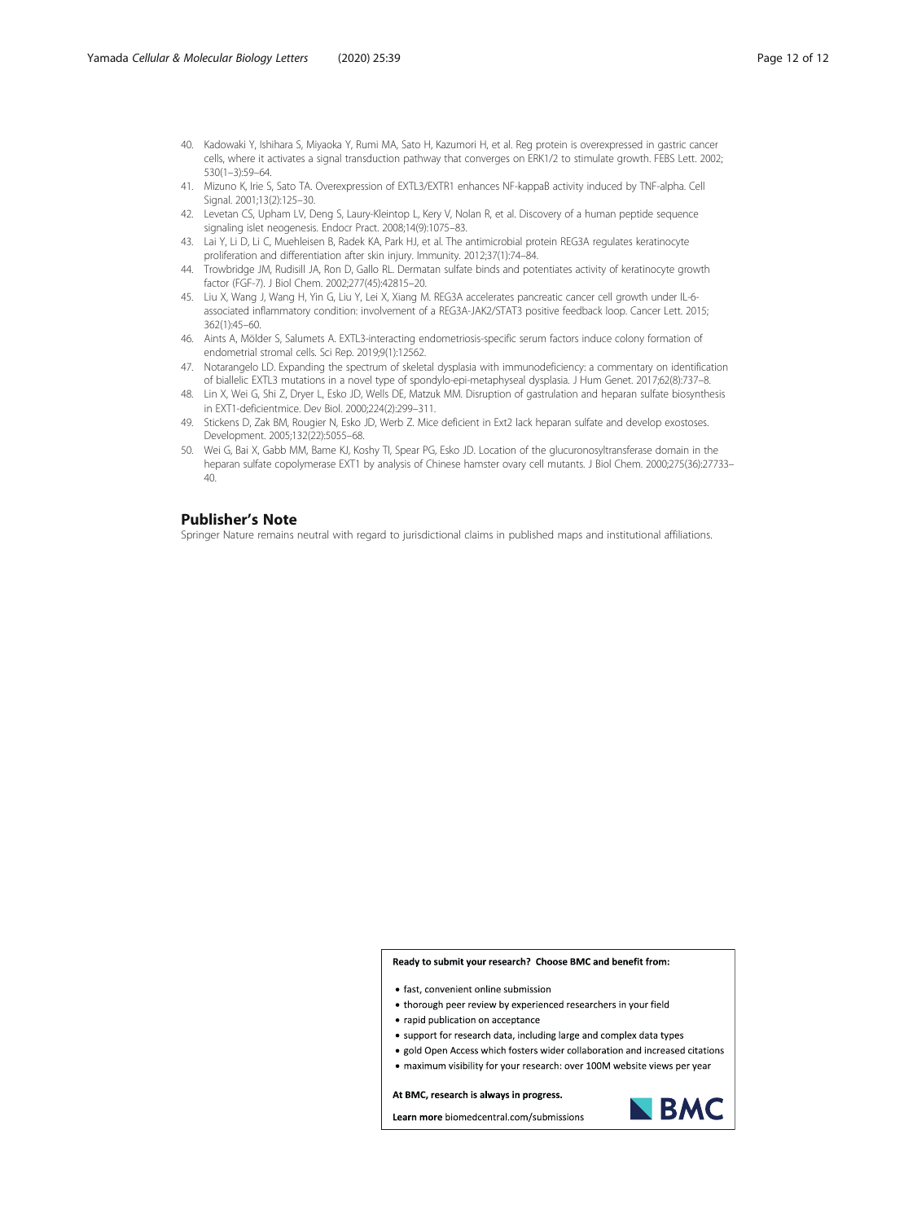40. Kadowaki Y, Ishihara S, Miyaoka Y, Rumi MA, Sato H, Kazumori H, et al. Reg protein is overexpressed in gastric cancer cells, where it activates a signal transduction pathway that converges on ERK1/2 to stimulate growth. FEBS Lett. 2002; 530(1–3):59–64.
41. Mizuno K, Irie S, Sato TA. Overexpression of EXTL3/EXTR1 enhances NF-kappaB activity induced by TNF-alpha. Cell Signal. 2001;13(2):125–30.
42. Levetan CS, Upham LV, Deng S, Laury-Kleintop L, Kery V, Nolan R, et al. Discovery of a human peptide sequence signaling islet neogenesis. Endocr Pract. 2008;14(9):1075–83.
43. Lai Y, Li D, Li C, Muehleisen B, Radek KA, Park HJ, et al. The antimicrobial protein REG3A regulates keratinocyte proliferation and differentiation after skin injury. Immunity. 2012;37(1):74–84.
44. Trowbridge JM, Rudisill JA, Ron D, Gallo RL. Dermatan sulfate binds and potentiates activity of keratinocyte growth factor (FGF-7). J Biol Chem. 2002;277(45):42815–20.
45. Liu X, Wang J, Wang H, Yin G, Liu Y, Lei X, Xiang M. REG3A accelerates pancreatic cancer cell growth under IL-6-associated inflammatory condition: involvement of a REG3A-JAK2/STAT3 positive feedback loop. Cancer Lett. 2015; 362(1):45–60.
46. Aints A, Mölder S, Salumets A. EXTL3-interacting endometriosis-specific serum factors induce colony formation of endometrial stromal cells. Sci Rep. 2019;9(1):12562.
47. Notarangelo LD. Expanding the spectrum of skeletal dysplasia with immunodeficiency: a commentary on identification of biallelic EXTL3 mutations in a novel type of spondylo-epi-metaphyseal dysplasia. J Hum Genet. 2017;62(8):737–8.
48. Lin X, Wei G, Shi Z, Dryer L, Esko JD, Wells DE, Matzuk MM. Disruption of gastrulation and heparan sulfate biosynthesis in EXT1-deficientmice. Dev Biol. 2000;224(2):299–311.
49. Stickens D, Zak BM, Rougier N, Esko JD, Werb Z. Mice deficient in Ext2 lack heparan sulfate and develop exostoses. Development. 2005;132(22):5055–68.
50. Wei G, Bai X, Gabb MM, Bame KJ, Koshy TI, Spear PG, Esko JD. Location of the glucuronosyltransferase domain in the heparan sulfate copolymerase EXT1 by analysis of Chinese hamster ovary cell mutants. J Biol Chem. 2000;275(36):27733–40.

## Publisher's Note

Springer Nature remains neutral with regard to jurisdictional claims in published maps and institutional affiliations.